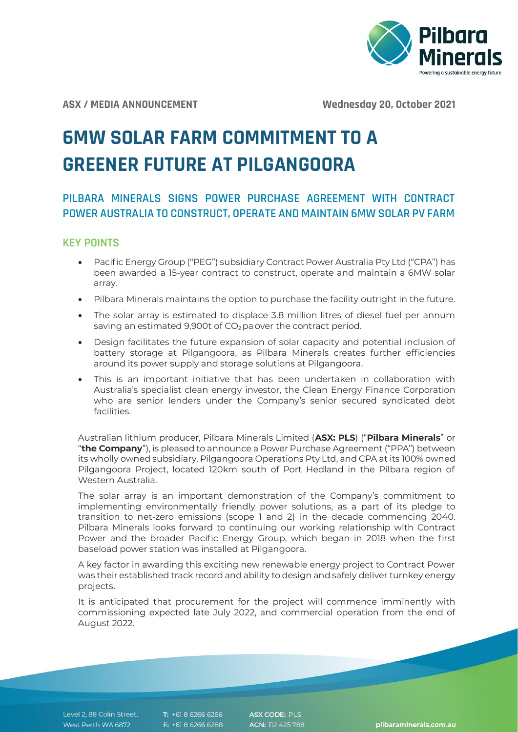ASX / MEDIA ANNOUNCEMENT

Wednesday 20, October 2021

# 6MW SOLAR FARM COMMITMENT TO A GREENER FUTURE AT PILGANGOORA

## PILBARA MINERALS SIGNS POWER PURCHASE AGREEMENT WITH CONTRACT POWER AUSTRALIA TO CONSTRUCT, OPERATE AND MAINTAIN 6MW SOLAR PV FARM

### KEY POINTS

- Pacific Energy Group ("PEG") subsidiary Contract Power Australia Pty Ltd ("CPA") has been awarded a 15-year contract to construct, operate and maintain a 6MW solar array.
- Pilbara Minerals maintains the option to purchase the facility outright in the future.
- The solar array is estimated to displace 3.8 million litres of diesel fuel per annum saving an estimated 9,900t of $CO_2$ pa over the contract period.
- Design facilitates the future expansion of solar capacity and potential inclusion of battery storage at Pilgangoora, as Pilbara Minerals creates further efficiencies around its power supply and storage solutions at Pilgangoora.
- This is an important initiative that has been undertaken in collaboration with Australia's specialist clean energy investor, the Clean Energy Finance Corporation who are senior lenders under the Company's senior secured syndicated debt facilities.

Australian lithium producer, Pilbara Minerals Limited (**ASX: PLS**) ("**Pilbara Minerals**" or "**the Company**"), is pleased to announce a Power Purchase Agreement ("PPA") between its wholly owned subsidiary, Pilgangoora Operations Pty Ltd, and CPA at its 100% owned Pilgangoora Project, located 120km south of Port Hedland in the Pilbara region of Western Australia.

The solar array is an important demonstration of the Company's commitment to implementing environmentally friendly power solutions, as a part of its pledge to transition to net-zero emissions (scope 1 and 2) in the decade commencing 2040. Pilbara Minerals looks forward to continuing our working relationship with Contract Power and the broader Pacific Energy Group, which began in 2018 when the first baseload power station was installed at Pilgangoora.

A key factor in awarding this exciting new renewable energy project to Contract Power was their established track record and ability to design and safely deliver turnkey energy projects.

It is anticipated that procurement for the project will commence imminently with commissioning expected late July 2022, and commercial operation from the end of August 2022.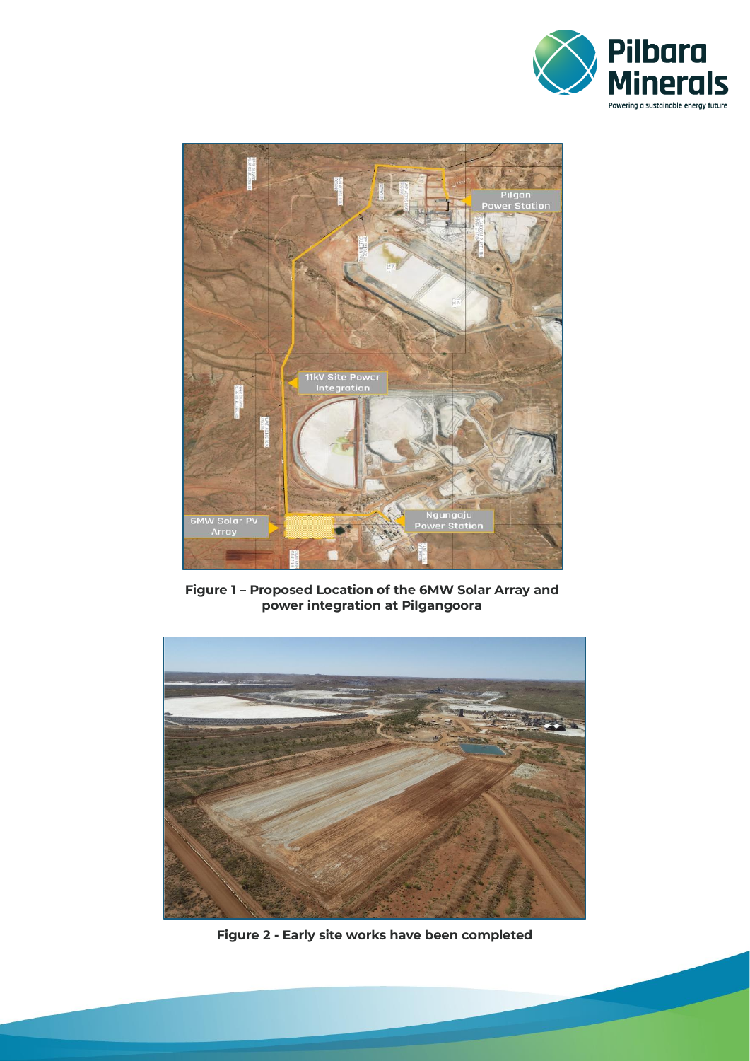Figure 1 – Proposed Location of the 6MW Solar Array and power integration at Pilgangoora

Figure 2 - Early site works have been completed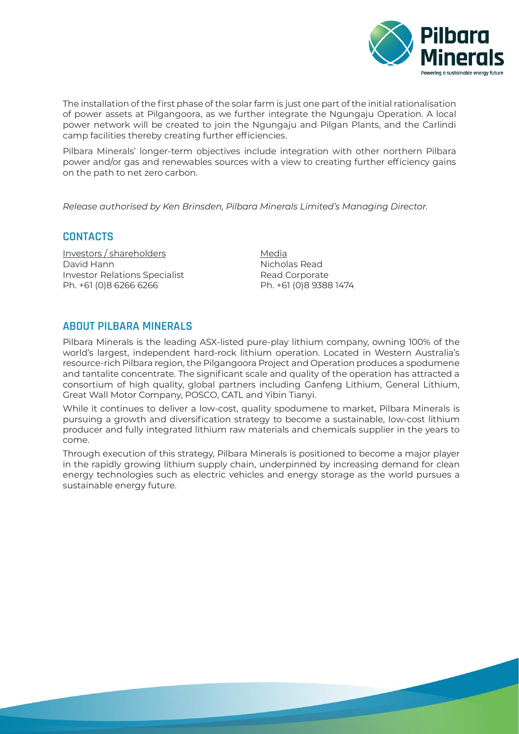The installation of the first phase of the solar farm is just one part of the initial rationalisation of power assets at Pilgangoora, as we further integrate the Ngungaju Operation. A local power network will be created to join the Ngungaju and Pilgan Plants, and the Carlindi camp facilities thereby creating further efficiencies.

Pilbara Minerals' longer-term objectives include integration with other northern Pilbara power and/or gas and renewables sources with a view to creating further efficiency gains on the path to net zero carbon.

*Release authorised by Ken Brinsden, Pilbara Minerals Limited's Managing Director.*

## CONTACTS

Investors / shareholders
David Hann
Investor Relations Specialist
Ph. +61 (0)8 6266 6266

Media
Nicholas Read
Read Corporate
Ph. +61 (0)8 9388 1474

## ABOUT PILBARA MINERALS

Pilbara Minerals is the leading ASX-listed pure-play lithium company, owning 100% of the world's largest, independent hard-rock lithium operation. Located in Western Australia's resource-rich Pilbara region, the Pilgangoora Project and Operation produces a spodumene and tantalite concentrate. The significant scale and quality of the operation has attracted a consortium of high quality, global partners including Ganfeng Lithium, General Lithium, Great Wall Motor Company, POSCO, CATL and Yibin Tianyi.

While it continues to deliver a low-cost, quality spodumene to market, Pilbara Minerals is pursuing a growth and diversification strategy to become a sustainable, low-cost lithium producer and fully integrated lithium raw materials and chemicals supplier in the years to come.

Through execution of this strategy, Pilbara Minerals is positioned to become a major player in the rapidly growing lithium supply chain, underpinned by increasing demand for clean energy technologies such as electric vehicles and energy storage as the world pursues a sustainable energy future.